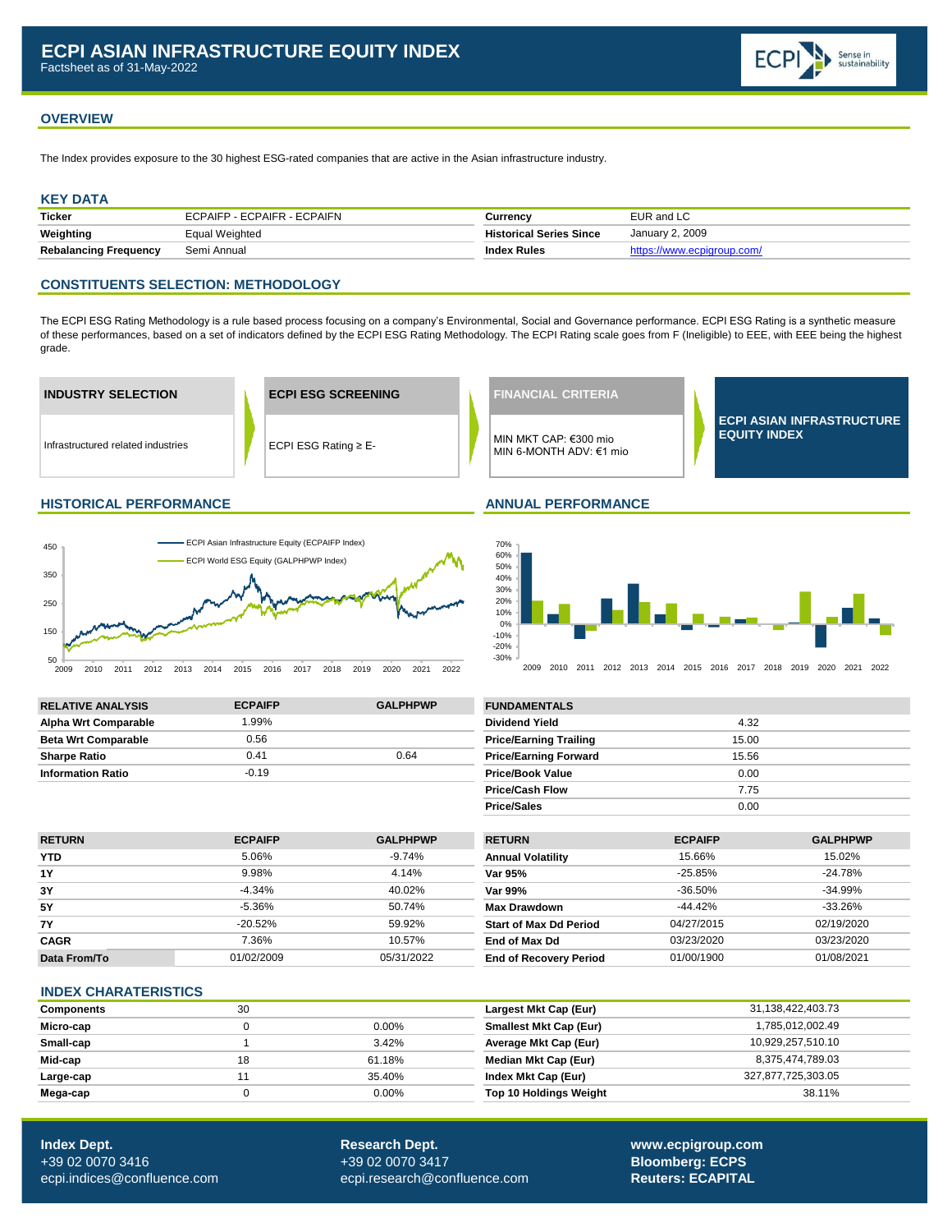# ECPI ASIAN INFRASTRUCTURE EQUITY INDEX

Factsheet as of 31-May-2022

## OVERVIEW

The Index provides exposure to the 30 highest ESG-rated companies that are active in the Asian infrastructure industry.

## KEY DATA

| | | | |
|---|---|---|---|
| **Ticker** | ECPAIFP - ECPAIFR - ECPAIFN | **Currency** | EUR and LC |
| **Weighting** | Equal Weighted | **Historical Series Since** | January 2, 2009 |
| **Rebalancing Frequency** | Semi Annual | **Index Rules** | https://www.ecpigroup.com/ |

## CONSTITUENTS SELECTION: METHODOLOGY

The ECPI ESG Rating Methodology is a rule based process focusing on a company's Environmental, Social and Governance performance. ECPI ESG Rating is a synthetic measure of these performances, based on a set of indicators defined by the ECPI ESG Rating Methodology. The ECPI Rating scale goes from F (Ineligible) to EEE, with EEE being the highest grade.

**INDUSTRY SELECTION**
Infrastructured related industries

**ECPI ESG SCREENING**
ECPI ESG Rating ≥ E-

**FINANCIAL CRITERIA**
MIN MKT CAP: €300 mio
MIN 6-MONTH ADV: €1 mio

**ECPI ASIAN INFRASTRUCTURE EQUITY INDEX**

## HISTORICAL PERFORMANCE

ECPI Asian Infrastructure Equity (ECPAIFP Index)
ECPI World ESG Equity (GALPHPWP Index)

## ANNUAL PERFORMANCE

| RELATIVE ANALYSIS | ECPAIFP | GALPHPWP |
|---|---|---|
| **Alpha Wrt Comparable** | 1.99% | |
| **Beta Wrt Comparable** | 0.56 | |
| **Sharpe Ratio** | 0.41 | 0.64 |
| **Information Ratio** | -0.19 | |

| FUNDAMENTALS | |
|---|---|
| **Dividend Yield** | 4.32 |
| **Price/Earning Trailing** | 15.00 |
| **Price/Earning Forward** | 15.56 |
| **Price/Book Value** | 0.00 |
| **Price/Cash Flow** | 7.75 |
| **Price/Sales** | 0.00 |

| RETURN | ECPAIFP | GALPHPWP |
|---|---|---|
| **YTD** | 5.06% | -9.74% |
| **1Y** | 9.98% | 4.14% |
| **3Y** | -4.34% | 40.02% |
| **5Y** | -5.36% | 50.74% |
| **7Y** | -20.52% | 59.92% |
| **CAGR** | 7.36% | 10.57% |
| **Data From/To** | 01/02/2009 | 05/31/2022 |

| RETURN | ECPAIFP | GALPHPWP |
|---|---|---|
| **Annual Volatility** | 15.66% | 15.02% |
| **Var 95%** | -25.85% | -24.78% |
| **Var 99%** | -36.50% | -34.99% |
| **Max Drawdown** | -44.42% | -33.26% |
| **Start of Max Dd Period** | 04/27/2015 | 02/19/2020 |
| **End of Max Dd** | 03/23/2020 | 03/23/2020 |
| **End of Recovery Period** | 01/00/1900 | 01/08/2021 |

## INDEX CHARATERISTICS

| | | |
|---|---|---|
| **Components** | 30 | |
| **Micro-cap** | 0 | 0.00% |
| **Small-cap** | 1 | 3.42% |
| **Mid-cap** | 18 | 61.18% |
| **Large-cap** | 11 | 35.40% |
| **Mega-cap** | 0 | 0.00% |

| | |
|---|---|
| **Largest Mkt Cap (Eur)** | 31,138,422,403.73 |
| **Smallest Mkt Cap (Eur)** | 1,785,012,002.49 |
| **Average Mkt Cap (Eur)** | 10,929,257,510.10 |
| **Median Mkt Cap (Eur)** | 8,375,474,789.03 |
| **Index Mkt Cap (Eur)** | 327,877,725,303.05 |
| **Top 10 Holdings Weight** | 38.11% |

**Index Dept.**
+39 02 0070 3416
ecpi.indices@confluence.com

**Research Dept.**
+39 02 0070 3417
ecpi.research@confluence.com

**www.ecpigroup.com**
**Bloomberg: ECPS**
**Reuters: ECAPITAL**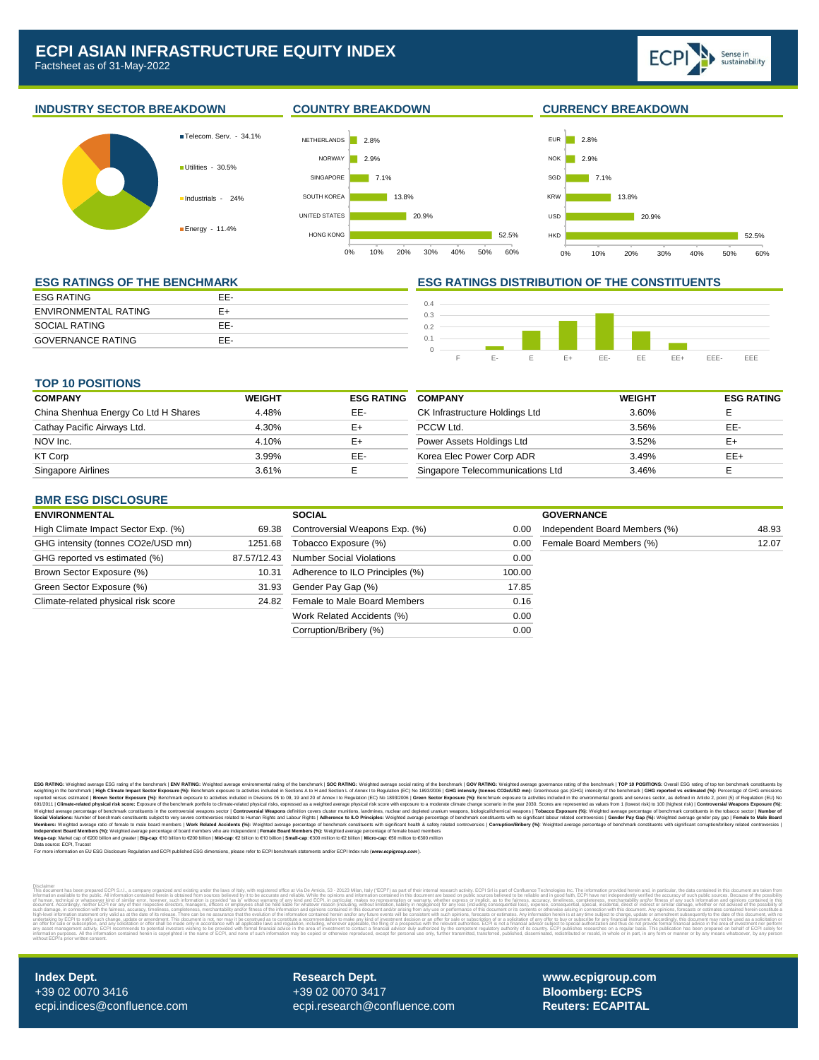# ECPI ASIAN INFRASTRUCTURE EQUITY INDEX

Factsheet as of 31-May-2022

## INDUSTRY SECTOR BREAKDOWN

Telecom. Serv. - 34.1%

Utilities - 30.5%

Industrials - 24%

Energy - 11.4%

## COUNTRY BREAKDOWN

NETHERLANDS 2.8%

NORWAY 2.9%

SINGAPORE 7.1%

SOUTH KOREA 13.8%

UNITED STATES 20.9%

HONG KONG 52.5%

0% 10% 20% 30% 40% 50% 60%

## CURRENCY BREAKDOWN

EUR 2.8%

NOK 2.9%

SGD 7.1%

KRW 13.8%

USD 20.9%

HKD 52.5%

0% 10% 20% 30% 40% 50% 60%

## ESG RATINGS OF THE BENCHMARK

| | |
|---|---|
| ESG RATING | EE- |
| ENVIRONMENTAL RATING | E+ |
| SOCIAL RATING | EE- |
| GOVERNANCE RATING | EE- |

## ESG RATINGS DISTRIBUTION OF THE CONSTITUENTS

0.4 0.3 0.2 0.1 0

F E- E E+ EE- EE EE+ EEE- EEE

## TOP 10 POSITIONS

| COMPANY | WEIGHT | ESG RATING |
|---|---|---|
| China Shenhua Energy Co Ltd H Shares | 4.48% | EE- |
| Cathay Pacific Airways Ltd. | 4.30% | E+ |
| NOV Inc. | 4.10% | E+ |
| KT Corp | 3.99% | EE- |
| Singapore Airlines | 3.61% | E |
| CK Infrastructure Holdings Ltd | 3.60% | E |
| PCCW Ltd. | 3.56% | EE- |
| Power Assets Holdings Ltd | 3.52% | E+ |
| Korea Elec Power Corp ADR | 3.49% | EE+ |
| Singapore Telecommunications Ltd | 3.46% | E |

## BMR ESG DISCLOSURE

| ENVIRONMENTAL | |
|---|---|
| High Climate Impact Sector Exp. (%) | 69.38 |
| GHG intensity (tonnes CO2e/USD mn) | 1251.68 |
| GHG reported vs estimated (%) | 87.57/12.43 |
| Brown Sector Exposure (%) | 10.31 |
| Green Sector Exposure (%) | 31.93 |
| Climate-related physical risk score | 24.82 |

| SOCIAL | |
|---|---|
| Controversial Weapons Exp. (%) | 0.00 |
| Tobacco Exposure (%) | 0.00 |
| Number Social Violations | 0.00 |
| Adherence to ILO Principles (%) | 100.00 |
| Gender Pay Gap (%) | 17.85 |
| Female to Male Board Members | 0.16 |
| Work Related Accidents (%) | 0.00 |
| Corruption/Bribery (%) | 0.00 |

| GOVERNANCE | |
|---|---|
| Independent Board Members (%) | 48.93 |
| Female Board Members (%) | 12.07 |

**ESG RATING:** Weighted average ESG rating of the benchmark | **ENV RATING:** Weighted average environmental rating of the benchmark | **SOC RATING:** Weighted average social rating of the benchmark | **GOV RATING:** Weighted average governance rating of the benchmark | **TOP 10 POSITIONS:** Overall ESG rating of top ten benchmark constituents by weighting in the benchmark | **High Climate Impact Sector Exposure (%):** Benchmark exposure to activities included in Sections A to H and Section L of Annex I to Regulation (EC) No 1893/2006 | **GHG intensity (tonnes CO2e/USD mn):** Greenhouse gas (GHG) intensity of the benchmark | **GHG reported vs estimated (%):** Percentage of GHG emissions reported versus estimated | **Brown Sector Exposure (%):** Benchmark exposure to activities included in Divisions 05 to 09, 19 and 20 of Annex I to Regulation (EC) No 1893/2006 | **Green Sector Exposure (%):** Benchmark exposure to activities included in the environmental goods and services sector, as defined in Article 2, point (5) of Regulation (EU) No 691/2011 | **Climate-related physical risk score:** Exposure of the benchmark portfolio to climate-related physical risks, expressed as a weighted average physical risk score with exposure to a moderate climate change scenario in the year 2030. Scores are represented as values from 1 (lowest risk) to 100 (highest risk) | **Controversial Weapons Exposure (%):** Weighted average percentage of benchmark constituents in the controversial weapons sector | **Controversial Weapons** definition covers cluster munitions, landmines, nuclear and depleted uranium weapons, biological/chemical weapons | **Tobacco Exposure (%):** Weighted average percentage of benchmark constituents in the tobacco sector | **Number of Social Violations:** Number of benchmark constituents subject to very severe controversies related to Human Rights and Labour Rights | **Adherence to ILO Principles:** Weighted average percentage of benchmark constituents with no significant labour related controversies | **Gender Pay Gap (%):** Weighted average gender pay gap | **Female to Male Board Members:** Weighted average ratio of female to male board members | **Work Related Accidents (%):** Weighted average percentage of benchmark constituents with significant health & safety related controversies | **Corruption/Bribery (%):** Weighted average percentage of benchmark constituents with significant corruption/bribery related controversies | **Independent Board Members (%):** Weighted average percentage of board members who are independent | **Female Board Members (%):** Weighted average percentage of female board members
**Mega-cap:** Market cap of €200 billion and greater | **Big-cap:** €10 billion to €200 billion | **Mid-cap:** €2 billion to €10 billion | **Small-cap:** €300 million to €2 billion | **Micro-cap:** €50 million to €300 million
Data source: ECPI, Trucost
For more information on EU ESG Disclosure Regulation and ECPI published ESG dimensions, please refer to ECPI benchmark statements and/or ECPI Index rule (***www.ecpigroup.com***).

Disclaimer
This document has been prepared ECPI S.r.l., a company organized and existing under the laws of Italy, with registered office at Via De Amicis, 53 - 20123 Milan, Italy ("ECPI") as part of their internal research activity. ECPI Srl is part of Confluence Technologies Inc. The information provided herein and, in particular, the data contained in this document are taken from information available to the public. All information contained herein is obtained from sources believed by it to be accurate and reliable. While the opinions and information contained in this document are based on public sources believed to be reliable and in good faith, ECPI have not independently verified the accuracy of such public sources. Because of the possibility of human, technical or whatsoever kind of similar error, however, such information is provided "as is" without warranty of any kind and ECPI, in particular, makes no representation or warranty, whether express or implied, as to the fairness, accuracy, timeliness, completeness, merchantability and/or fitness of any such information and opinions contained in this document. Accordingly, neither ECPI nor any of their respective directors, managers, officers or employees shall be held liable for whatever reason (including, without limitation, liability in negligence) for any loss (including consequential loss), expense, consequential, special, incidental, direct or indirect or similar damage, whether or not advised of the possibility of such damage, in connection with the fairness, accuracy, timeliness, completeness, merchantability and/or fitness of the information and opinions contained in this document and/or arising from any use or performance of this document or its contents or otherwise arising in connection with this document. Any opinions, forecasts or estimates contained herein constitute a high-level information statement only valid as at the date of its release. There can be no assurance that the evolution of the information contained herein and/or any future events will be consistent with such opinions, forecasts or estimates. Any information herein is at any time subject to change, update or amendment subsequently to the date of this document, with no undertaking by ECPI to notify such change, update or amendment. This document is not, nor may it be construed as to constitute a recommendation to make any kind of investment decision or an offer for sale or subscription of or a solicitation of any offer to buy or subscribe for any financial instrument. Accordingly, this document may not be used as a solicitation or an offer for sale or subscription, and any solicitation or offer shall be made only in accordance with all applicable laws and regulation, including, whenever applicable, the filing of a prospectus with the relevant authorities. ECPI is not a financial advisor subject to special authorization and thus do not provide formal financial advice in the area of investment nor perform any asset management activity. ECPI recommends to potential investors wishing to be provided with formal financial advice in the area of investment to contact a financial advisor duly authorized by the competent regulatory authority of its country. ECPI publishes researches on a regular basis. This publication has been prepared on behalf of ECPI solely for information purposes. All the information contained herein is copyrighted in the name of ECPI, and none of such information may be copied or otherwise reproduced, except for personal use only, further transmitted, transferred, published, disseminated, redistributed or resold, in whole or in part, in any form or manner or by any means whatsoever, by any person without ECPI's prior written consent.

**Index Dept.**
+39 02 0070 3416
ecpi.indices@confluence.com

**Research Dept.**
+39 02 0070 3417
ecpi.research@confluence.com

**www.ecpigroup.com**
**Bloomberg: ECPS**
**Reuters: ECAPITAL**